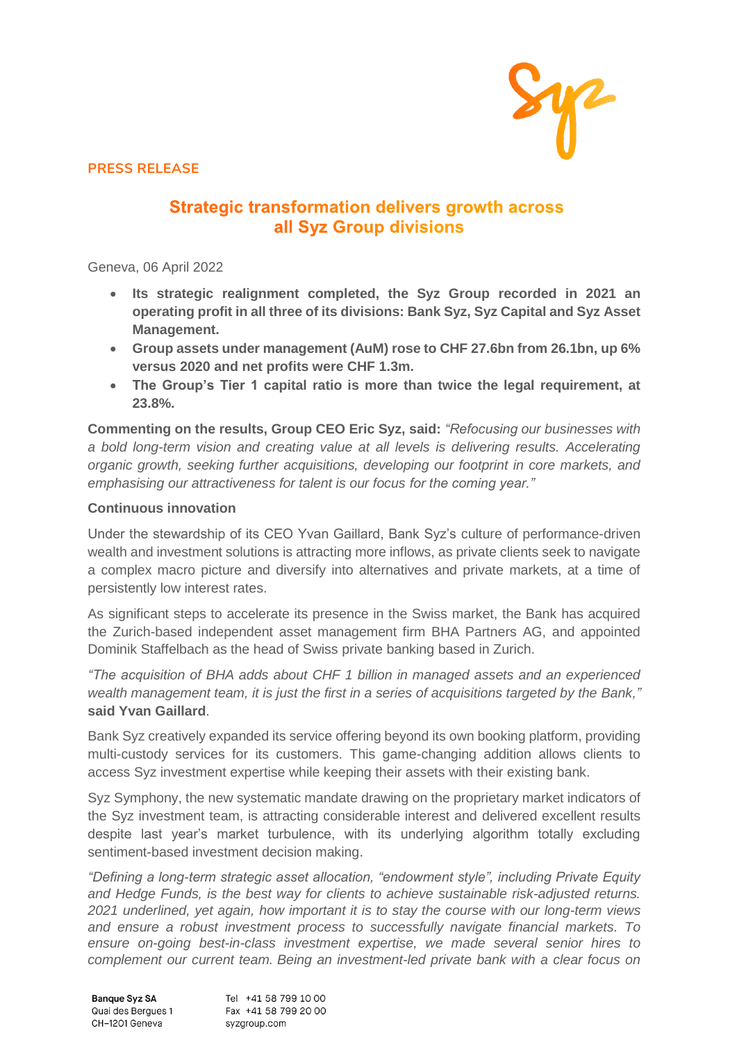PRESS RELEASE

# Strategic transformation delivers growth across all Syz Group divisions

Geneva, 06 April 2022

- **Its strategic realignment completed, the Syz Group recorded in 2021 an operating profit in all three of its divisions: Bank Syz, Syz Capital and Syz Asset Management.**
- **Group assets under management (AuM) rose to CHF 27.6bn from 26.1bn, up 6% versus 2020 and net profits were CHF 1.3m.**
- **The Group's Tier 1 capital ratio is more than twice the legal requirement, at 23.8%.**

**Commenting on the results, Group CEO Eric Syz, said:** *"Refocusing our businesses with a bold long-term vision and creating value at all levels is delivering results. Accelerating organic growth, seeking further acquisitions, developing our footprint in core markets, and emphasising our attractiveness for talent is our focus for the coming year."*

**Continuous innovation**

Under the stewardship of its CEO Yvan Gaillard, Bank Syz's culture of performance-driven wealth and investment solutions is attracting more inflows, as private clients seek to navigate a complex macro picture and diversify into alternatives and private markets, at a time of persistently low interest rates.

As significant steps to accelerate its presence in the Swiss market, the Bank has acquired the Zurich-based independent asset management firm BHA Partners AG, and appointed Dominik Staffelbach as the head of Swiss private banking based in Zurich.

*"The acquisition of BHA adds about CHF 1 billion in managed assets and an experienced wealth management team, it is just the first in a series of acquisitions targeted by the Bank,"* **said Yvan Gaillard**.

Bank Syz creatively expanded its service offering beyond its own booking platform, providing multi-custody services for its customers. This game-changing addition allows clients to access Syz investment expertise while keeping their assets with their existing bank.

Syz Symphony, the new systematic mandate drawing on the proprietary market indicators of the Syz investment team, is attracting considerable interest and delivered excellent results despite last year's market turbulence, with its underlying algorithm totally excluding sentiment-based investment decision making.

*"Defining a long-term strategic asset allocation, "endowment style", including Private Equity and Hedge Funds, is the best way for clients to achieve sustainable risk-adjusted returns. 2021 underlined, yet again, how important it is to stay the course with our long-term views and ensure a robust investment process to successfully navigate financial markets. To ensure on-going best-in-class investment expertise, we made several senior hires to complement our current team. Being an investment-led private bank with a clear focus on*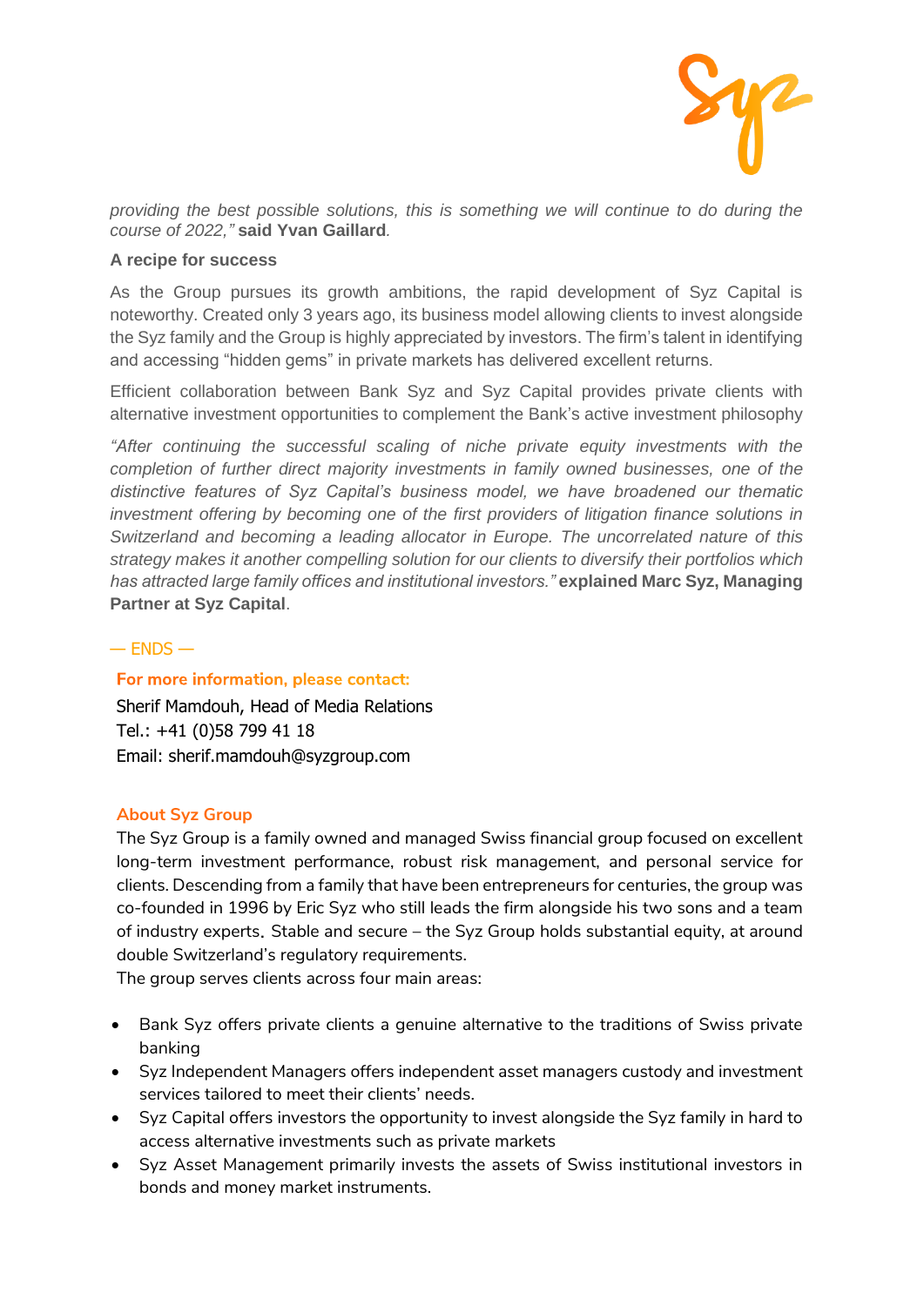*providing the best possible solutions, this is something we will continue to do during the course of 2022,"* **said Yvan Gaillard**.

### A recipe for success

As the Group pursues its growth ambitions, the rapid development of Syz Capital is noteworthy. Created only 3 years ago, its business model allowing clients to invest alongside the Syz family and the Group is highly appreciated by investors. The firm's talent in identifying and accessing "hidden gems" in private markets has delivered excellent returns.

Efficient collaboration between Bank Syz and Syz Capital provides private clients with alternative investment opportunities to complement the Bank's active investment philosophy

*"After continuing the successful scaling of niche private equity investments with the completion of further direct majority investments in family owned businesses, one of the distinctive features of Syz Capital's business model, we have broadened our thematic investment offering by becoming one of the first providers of litigation finance solutions in Switzerland and becoming a leading allocator in Europe. The uncorrelated nature of this strategy makes it another compelling solution for our clients to diversify their portfolios which has attracted large family offices and institutional investors."* **explained Marc Syz, Managing Partner at Syz Capital**.

— ENDS —

**For more information, please contact:**
Sherif Mamdouh, Head of Media Relations
Tel.: +41 (0)58 799 41 18
Email: sherif.mamdouh@syzgroup.com

**About Syz Group**

The Syz Group is a family owned and managed Swiss financial group focused on excellent long-term investment performance, robust risk management, and personal service for clients. Descending from a family that have been entrepreneurs for centuries, the group was co-founded in 1996 by Eric Syz who still leads the firm alongside his two sons and a team of industry experts. Stable and secure – the Syz Group holds substantial equity, at around double Switzerland's regulatory requirements.
The group serves clients across four main areas:

- Bank Syz offers private clients a genuine alternative to the traditions of Swiss private banking
- Syz Independent Managers offers independent asset managers custody and investment services tailored to meet their clients' needs.
- Syz Capital offers investors the opportunity to invest alongside the Syz family in hard to access alternative investments such as private markets
- Syz Asset Management primarily invests the assets of Swiss institutional investors in bonds and money market instruments.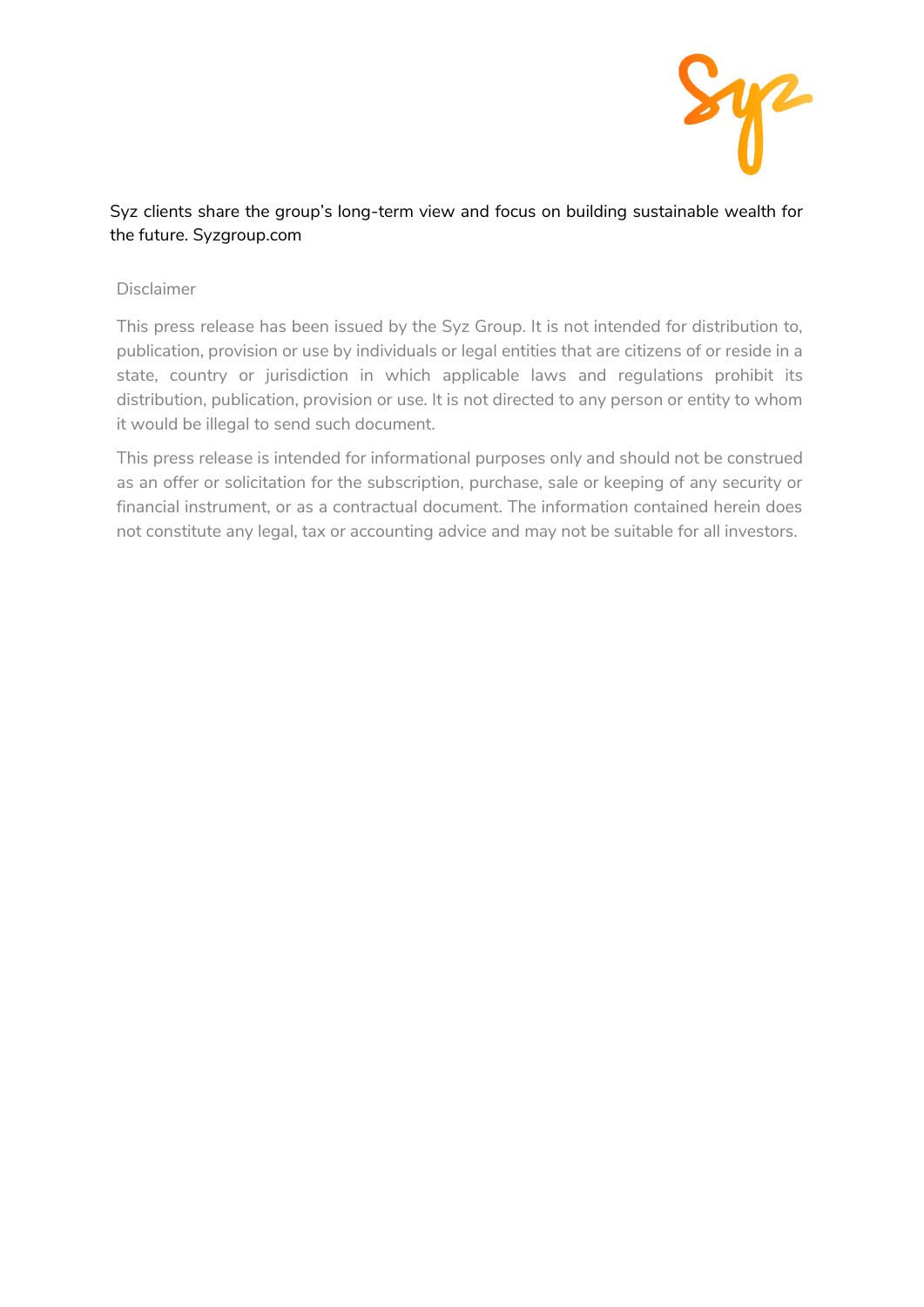Syz clients share the group's long-term view and focus on building sustainable wealth for the future. Syzgroup.com

Disclaimer

This press release has been issued by the Syz Group. It is not intended for distribution to, publication, provision or use by individuals or legal entities that are citizens of or reside in a state, country or jurisdiction in which applicable laws and regulations prohibit its distribution, publication, provision or use. It is not directed to any person or entity to whom it would be illegal to send such document.

This press release is intended for informational purposes only and should not be construed as an offer or solicitation for the subscription, purchase, sale or keeping of any security or financial instrument, or as a contractual document. The information contained herein does not constitute any legal, tax or accounting advice and may not be suitable for all investors.